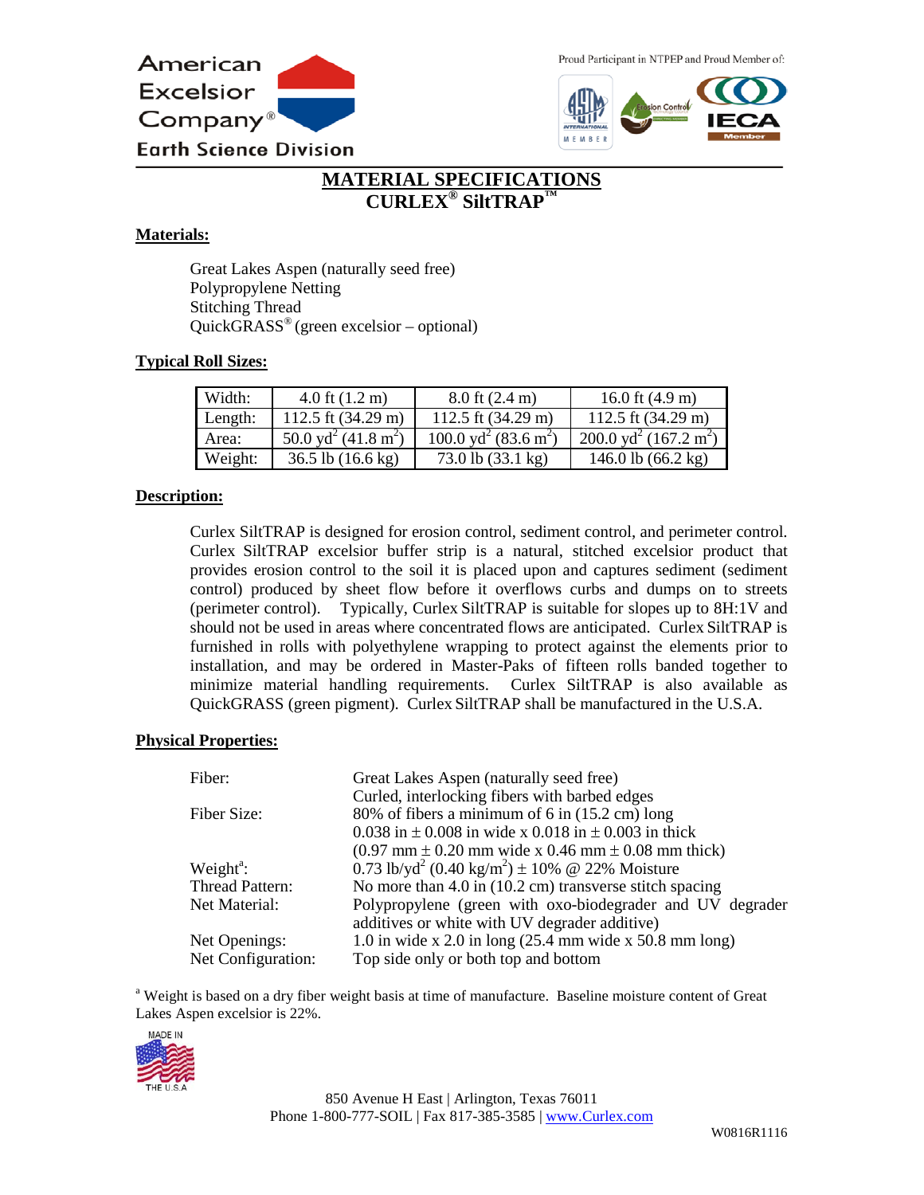American Excelsior Company®
Earth Science Division

Proud Participant in NTPEP and Proud Member of:

# MATERIAL SPECIFICATIONS
## CURLEX® SiltTRAP™

**Materials:**

Great Lakes Aspen (naturally seed free)
Polypropylene Netting
Stitching Thread
QuickGRASS® (green excelsior – optional)

**Typical Roll Sizes:**

| | | | |
|---|---|---|---|
| Width: | 4.0 ft (1.2 m) | 8.0 ft (2.4 m) | 16.0 ft (4.9 m) |
| Length: | 112.5 ft (34.29 m) | 112.5 ft (34.29 m) | 112.5 ft (34.29 m) |
| Area: | 50.0 $yd^2$ (41.8 $m^2$) | 100.0 $yd^2$ (83.6 $m^2$) | 200.0 $yd^2$ (167.2 $m^2$) |
| Weight: | 36.5 lb (16.6 kg) | 73.0 lb (33.1 kg) | 146.0 lb (66.2 kg) |

**Description:**

Curlex SiltTRAP is designed for erosion control, sediment control, and perimeter control. Curlex SiltTRAP excelsior buffer strip is a natural, stitched excelsior product that provides erosion control to the soil it is placed upon and captures sediment (sediment control) produced by sheet flow before it overflows curbs and dumps on to streets (perimeter control). Typically, Curlex SiltTRAP is suitable for slopes up to 8H:1V and should not be used in areas where concentrated flows are anticipated. Curlex SiltTRAP is furnished in rolls with polyethylene wrapping to protect against the elements prior to installation, and may be ordered in Master-Paks of fifteen rolls banded together to minimize material handling requirements. Curlex SiltTRAP is also available as QuickGRASS (green pigment). Curlex SiltTRAP shall be manufactured in the U.S.A.

**Physical Properties:**

| | |
|---|---|
| Fiber: | Great Lakes Aspen (naturally seed free)<br>Curled, interlocking fibers with barbed edges |
| Fiber Size: | 80% of fibers a minimum of 6 in (15.2 cm) long<br>0.038 in ± 0.008 in wide x 0.018 in ± 0.003 in thick<br>(0.97 mm ± 0.20 mm wide x 0.46 mm ± 0.08 mm thick) |
| Weight[a]: | 0.73 lb/$yd^2$ (0.40 kg/$m^2$) ± 10% @ 22% Moisture |
| Thread Pattern: | No more than 4.0 in (10.2 cm) transverse stitch spacing |
| Net Material: | Polypropylene (green with oxo-biodegrader and UV degrader additives or white with UV degrader additive) |
| Net Openings: | 1.0 in wide x 2.0 in long (25.4 mm wide x 50.8 mm long) |
| Net Configuration: | Top side only or both top and bottom |

[a] Weight is based on a dry fiber weight basis at time of manufacture. Baseline moisture content of Great Lakes Aspen excelsior is 22%.

MADE IN THE U.S.A

850 Avenue H East | Arlington, Texas 76011
Phone 1-800-777-SOIL | Fax 817-385-3585 | www.Curlex.com

W0816R1116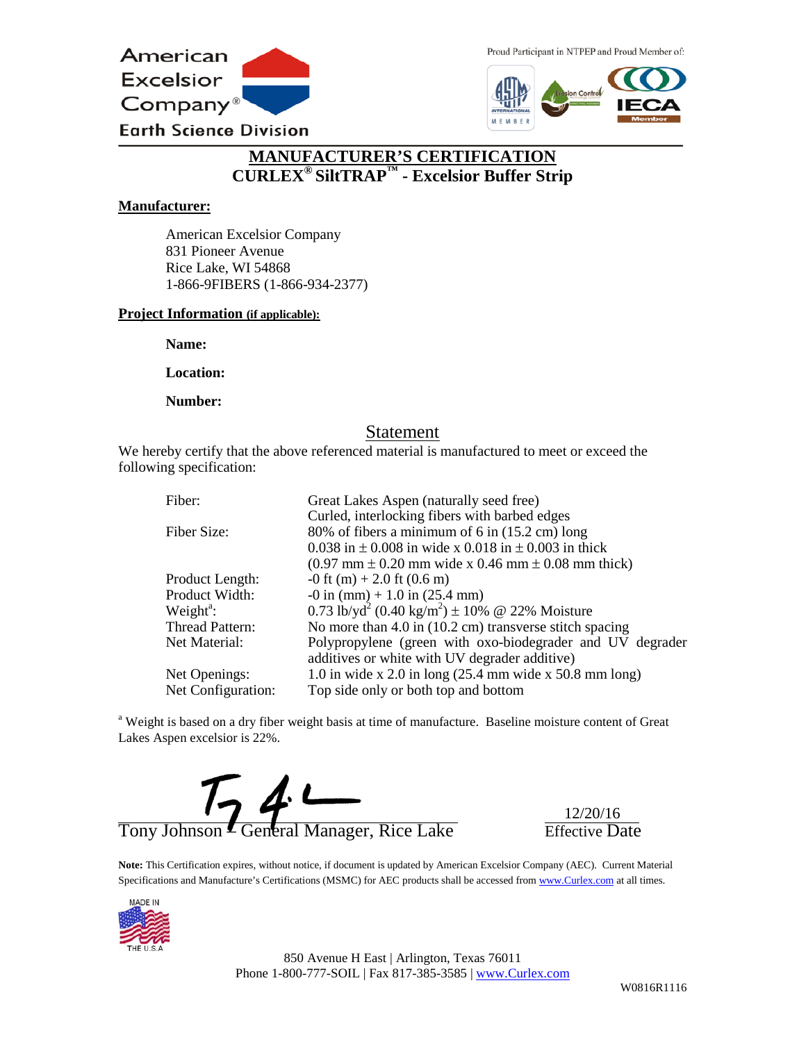American Excelsior Company®
Earth Science Division

Proud Participant in NTPEP and Proud Member of:

# MANUFACTURER'S CERTIFICATION

## CURLEX® SiltTRAP™ - Excelsior Buffer Strip

**Manufacturer:**

American Excelsior Company
831 Pioneer Avenue
Rice Lake, WI 54868
1-866-9FIBERS (1-866-934-2377)

**Project Information (if applicable):**

**Name:**

**Location:**

**Number:**

## Statement

We hereby certify that the above referenced material is manufactured to meet or exceed the following specification:

| | |
|---|---|
| Fiber: | Great Lakes Aspen (naturally seed free)<br>Curled, interlocking fibers with barbed edges |
| Fiber Size: | 80% of fibers a minimum of 6 in (15.2 cm) long<br>0.038 in ± 0.008 in wide x 0.018 in ± 0.003 in thick<br>(0.97 mm ± 0.20 mm wide x 0.46 mm ± 0.08 mm thick) |
| Product Length: | -0 ft (m) + 2.0 ft (0.6 m) |
| Product Width: | -0 in (mm) + 1.0 in (25.4 mm) |
| Weight[a]: | 0.73 lb/yd$^2$ (0.40 kg/m$^2$) ± 10% @ 22% Moisture |
| Thread Pattern: | No more than 4.0 in (10.2 cm) transverse stitch spacing |
| Net Material: | Polypropylene (green with oxo-biodegrader and UV degrader additives or white with UV degrader additive) |
| Net Openings: | 1.0 in wide x 2.0 in long (25.4 mm wide x 50.8 mm long) |
| Net Configuration: | Top side only or both top and bottom |

[a] Weight is based on a dry fiber weight basis at time of manufacture. Baseline moisture content of Great Lakes Aspen excelsior is 22%.

Tony Johnson – General Manager, Rice Lake

12/20/16
Effective Date

**Note:** This Certification expires, without notice, if document is updated by American Excelsior Company (AEC). Current Material Specifications and Manufacture's Certifications (MSMC) for AEC products shall be accessed from www.Curlex.com at all times.

MADE IN THE U.S.A

850 Avenue H East | Arlington, Texas 76011
Phone 1-800-777-SOIL | Fax 817-385-3585 | www.Curlex.com

W0816R1116